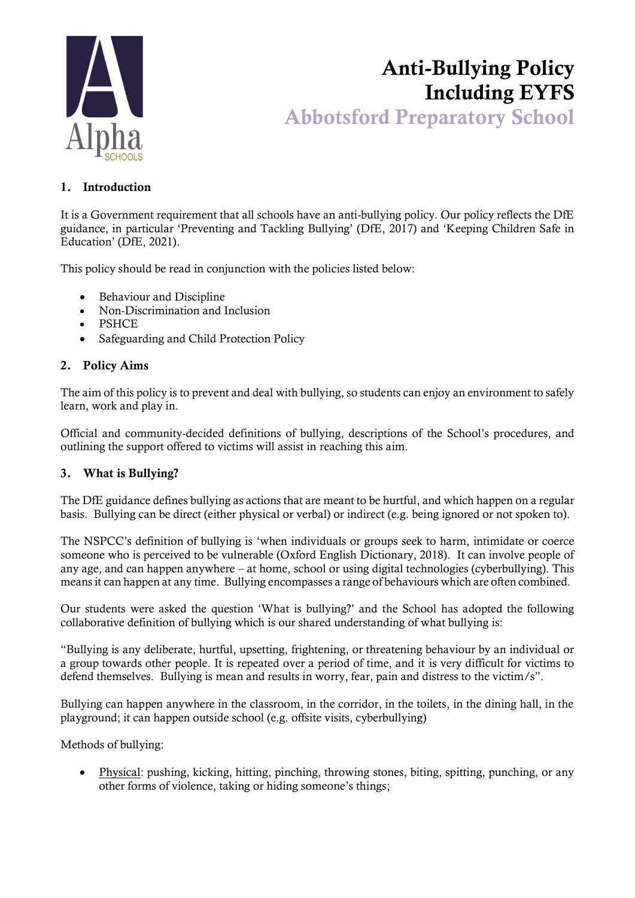# Anti-Bullying Policy Including EYFS

## Abbotsford Preparatory School

### 1. Introduction

It is a Government requirement that all schools have an anti-bullying policy. Our policy reflects the DfE guidance, in particular 'Preventing and Tackling Bullying' (DfE, 2017) and 'Keeping Children Safe in Education' (DfE, 2021).

This policy should be read in conjunction with the policies listed below:

- Behaviour and Discipline
- Non-Discrimination and Inclusion
- PSHCE
- Safeguarding and Child Protection Policy

### 2. Policy Aims

The aim of this policy is to prevent and deal with bullying, so students can enjoy an environment to safely learn, work and play in.

Official and community-decided definitions of bullying, descriptions of the School's procedures, and outlining the support offered to victims will assist in reaching this aim.

### 3. What is Bullying?

The DfE guidance defines bullying as actions that are meant to be hurtful, and which happen on a regular basis. Bullying can be direct (either physical or verbal) or indirect (e.g. being ignored or not spoken to).

The NSPCC's definition of bullying is 'when individuals or groups seek to harm, intimidate or coerce someone who is perceived to be vulnerable (Oxford English Dictionary, 2018). It can involve people of any age, and can happen anywhere – at home, school or using digital technologies (cyberbullying). This means it can happen at any time. Bullying encompasses a range of behaviours which are often combined.

Our students were asked the question 'What is bullying?' and the School has adopted the following collaborative definition of bullying which is our shared understanding of what bullying is:

"Bullying is any deliberate, hurtful, upsetting, frightening, or threatening behaviour by an individual or a group towards other people. It is repeated over a period of time, and it is very difficult for victims to defend themselves. Bullying is mean and results in worry, fear, pain and distress to the victim/s".

Bullying can happen anywhere in the classroom, in the corridor, in the toilets, in the dining hall, in the playground; it can happen outside school (e.g. offsite visits, cyberbullying)

Methods of bullying:

- Physical: pushing, kicking, hitting, pinching, throwing stones, biting, spitting, punching, or any other forms of violence, taking or hiding someone's things;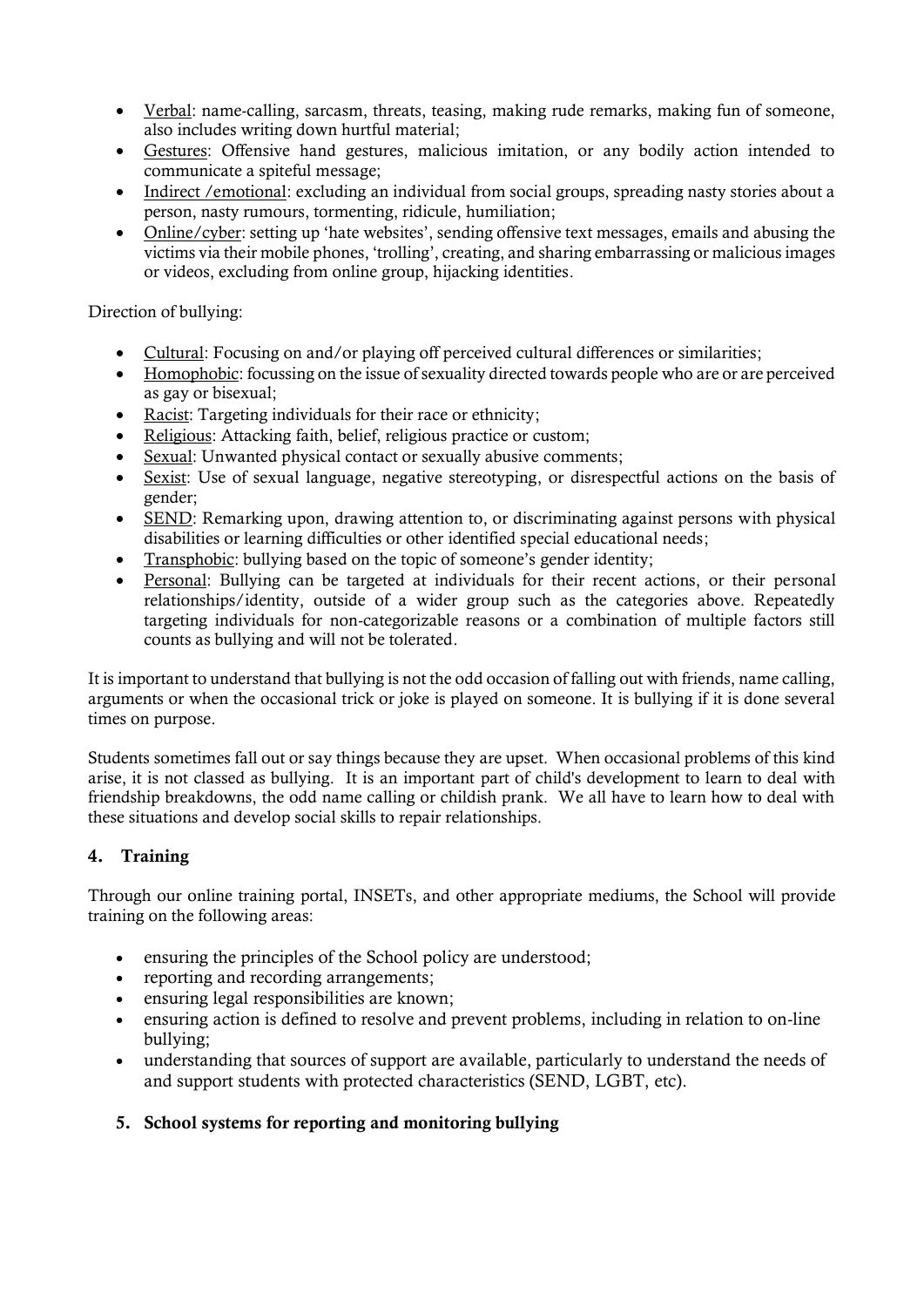- Verbal: name-calling, sarcasm, threats, teasing, making rude remarks, making fun of someone, also includes writing down hurtful material;
- Gestures: Offensive hand gestures, malicious imitation, or any bodily action intended to communicate a spiteful message;
- Indirect /emotional: excluding an individual from social groups, spreading nasty stories about a person, nasty rumours, tormenting, ridicule, humiliation;
- Online/cyber: setting up 'hate websites', sending offensive text messages, emails and abusing the victims via their mobile phones, 'trolling', creating, and sharing embarrassing or malicious images or videos, excluding from online group, hijacking identities.

Direction of bullying:

- Cultural: Focusing on and/or playing off perceived cultural differences or similarities;
- Homophobic: focussing on the issue of sexuality directed towards people who are or are perceived as gay or bisexual;
- Racist: Targeting individuals for their race or ethnicity;
- Religious: Attacking faith, belief, religious practice or custom;
- Sexual: Unwanted physical contact or sexually abusive comments;
- Sexist: Use of sexual language, negative stereotyping, or disrespectful actions on the basis of gender;
- SEND: Remarking upon, drawing attention to, or discriminating against persons with physical disabilities or learning difficulties or other identified special educational needs;
- Transphobic: bullying based on the topic of someone's gender identity;
- Personal: Bullying can be targeted at individuals for their recent actions, or their personal relationships/identity, outside of a wider group such as the categories above. Repeatedly targeting individuals for non-categorizable reasons or a combination of multiple factors still counts as bullying and will not be tolerated.

It is important to understand that bullying is not the odd occasion of falling out with friends, name calling, arguments or when the occasional trick or joke is played on someone. It is bullying if it is done several times on purpose.

Students sometimes fall out or say things because they are upset. When occasional problems of this kind arise, it is not classed as bullying. It is an important part of child's development to learn to deal with friendship breakdowns, the odd name calling or childish prank. We all have to learn how to deal with these situations and develop social skills to repair relationships.

## 4. Training

Through our online training portal, INSETs, and other appropriate mediums, the School will provide training on the following areas:

- ensuring the principles of the School policy are understood;
- reporting and recording arrangements;
- ensuring legal responsibilities are known;
- ensuring action is defined to resolve and prevent problems, including in relation to on-line bullying;
- understanding that sources of support are available, particularly to understand the needs of and support students with protected characteristics (SEND, LGBT, etc).

## 5. School systems for reporting and monitoring bullying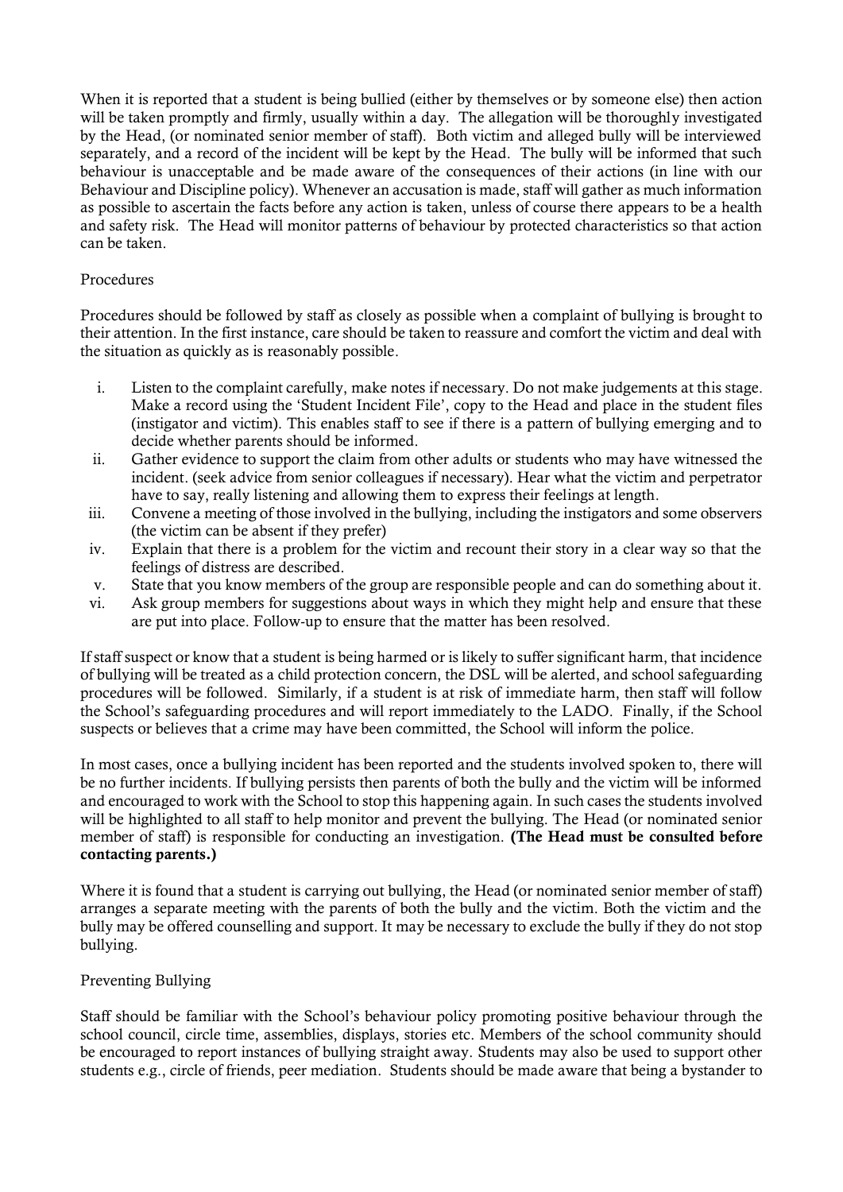When it is reported that a student is being bullied (either by themselves or by someone else) then action will be taken promptly and firmly, usually within a day. The allegation will be thoroughly investigated by the Head, (or nominated senior member of staff). Both victim and alleged bully will be interviewed separately, and a record of the incident will be kept by the Head. The bully will be informed that such behaviour is unacceptable and be made aware of the consequences of their actions (in line with our Behaviour and Discipline policy). Whenever an accusation is made, staff will gather as much information as possible to ascertain the facts before any action is taken, unless of course there appears to be a health and safety risk. The Head will monitor patterns of behaviour by protected characteristics so that action can be taken.

## Procedures

Procedures should be followed by staff as closely as possible when a complaint of bullying is brought to their attention. In the first instance, care should be taken to reassure and comfort the victim and deal with the situation as quickly as is reasonably possible.

i. Listen to the complaint carefully, make notes if necessary. Do not make judgements at this stage. Make a record using the 'Student Incident File', copy to the Head and place in the student files (instigator and victim). This enables staff to see if there is a pattern of bullying emerging and to decide whether parents should be informed.
ii. Gather evidence to support the claim from other adults or students who may have witnessed the incident. (seek advice from senior colleagues if necessary). Hear what the victim and perpetrator have to say, really listening and allowing them to express their feelings at length.
iii. Convene a meeting of those involved in the bullying, including the instigators and some observers (the victim can be absent if they prefer)
iv. Explain that there is a problem for the victim and recount their story in a clear way so that the feelings of distress are described.
v. State that you know members of the group are responsible people and can do something about it.
vi. Ask group members for suggestions about ways in which they might help and ensure that these are put into place. Follow-up to ensure that the matter has been resolved.

If staff suspect or know that a student is being harmed or is likely to suffer significant harm, that incidence of bullying will be treated as a child protection concern, the DSL will be alerted, and school safeguarding procedures will be followed. Similarly, if a student is at risk of immediate harm, then staff will follow the School's safeguarding procedures and will report immediately to the LADO. Finally, if the School suspects or believes that a crime may have been committed, the School will inform the police.

In most cases, once a bullying incident has been reported and the students involved spoken to, there will be no further incidents. If bullying persists then parents of both the bully and the victim will be informed and encouraged to work with the School to stop this happening again. In such cases the students involved will be highlighted to all staff to help monitor and prevent the bullying. The Head (or nominated senior member of staff) is responsible for conducting an investigation. **(The Head must be consulted before contacting parents.)**

Where it is found that a student is carrying out bullying, the Head (or nominated senior member of staff) arranges a separate meeting with the parents of both the bully and the victim. Both the victim and the bully may be offered counselling and support. It may be necessary to exclude the bully if they do not stop bullying.

## Preventing Bullying

Staff should be familiar with the School's behaviour policy promoting positive behaviour through the school council, circle time, assemblies, displays, stories etc. Members of the school community should be encouraged to report instances of bullying straight away. Students may also be used to support other students e.g., circle of friends, peer mediation. Students should be made aware that being a bystander to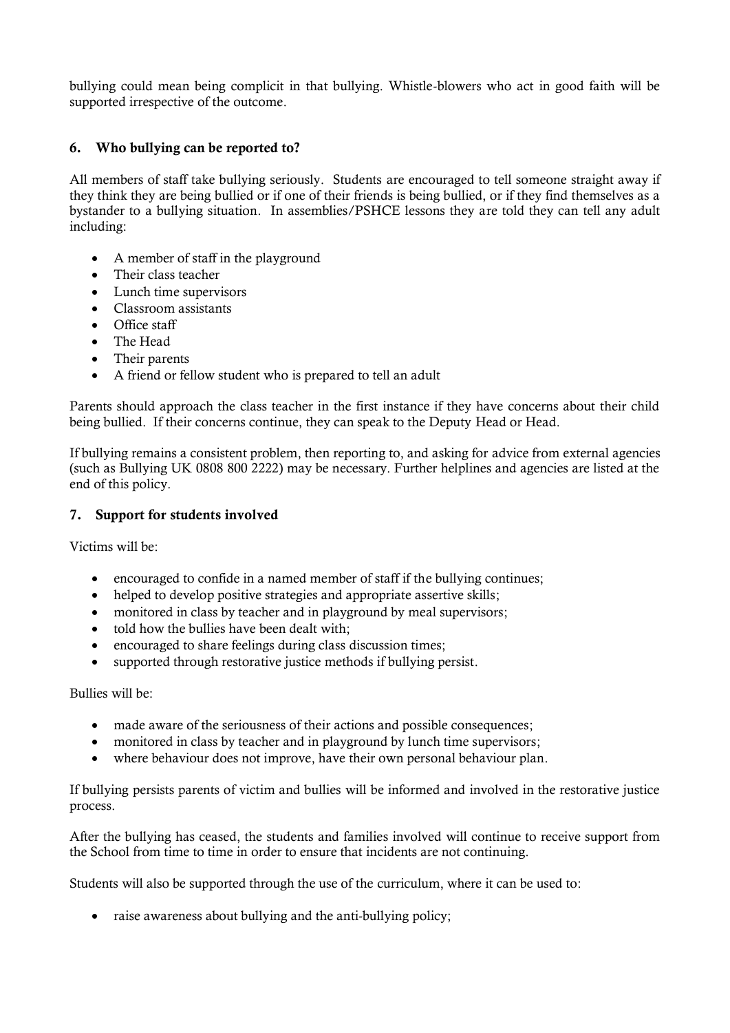bullying could mean being complicit in that bullying. Whistle-blowers who act in good faith will be supported irrespective of the outcome.

## 6. Who bullying can be reported to?

All members of staff take bullying seriously. Students are encouraged to tell someone straight away if they think they are being bullied or if one of their friends is being bullied, or if they find themselves as a bystander to a bullying situation. In assemblies/PSHCE lessons they are told they can tell any adult including:

- A member of staff in the playground
- Their class teacher
- Lunch time supervisors
- Classroom assistants
- Office staff
- The Head
- Their parents
- A friend or fellow student who is prepared to tell an adult

Parents should approach the class teacher in the first instance if they have concerns about their child being bullied. If their concerns continue, they can speak to the Deputy Head or Head.

If bullying remains a consistent problem, then reporting to, and asking for advice from external agencies (such as Bullying UK 0808 800 2222) may be necessary. Further helplines and agencies are listed at the end of this policy.

## 7. Support for students involved

Victims will be:

- encouraged to confide in a named member of staff if the bullying continues;
- helped to develop positive strategies and appropriate assertive skills;
- monitored in class by teacher and in playground by meal supervisors;
- told how the bullies have been dealt with;
- encouraged to share feelings during class discussion times;
- supported through restorative justice methods if bullying persist.

Bullies will be:

- made aware of the seriousness of their actions and possible consequences;
- monitored in class by teacher and in playground by lunch time supervisors;
- where behaviour does not improve, have their own personal behaviour plan.

If bullying persists parents of victim and bullies will be informed and involved in the restorative justice process.

After the bullying has ceased, the students and families involved will continue to receive support from the School from time to time in order to ensure that incidents are not continuing.

Students will also be supported through the use of the curriculum, where it can be used to:

- raise awareness about bullying and the anti-bullying policy;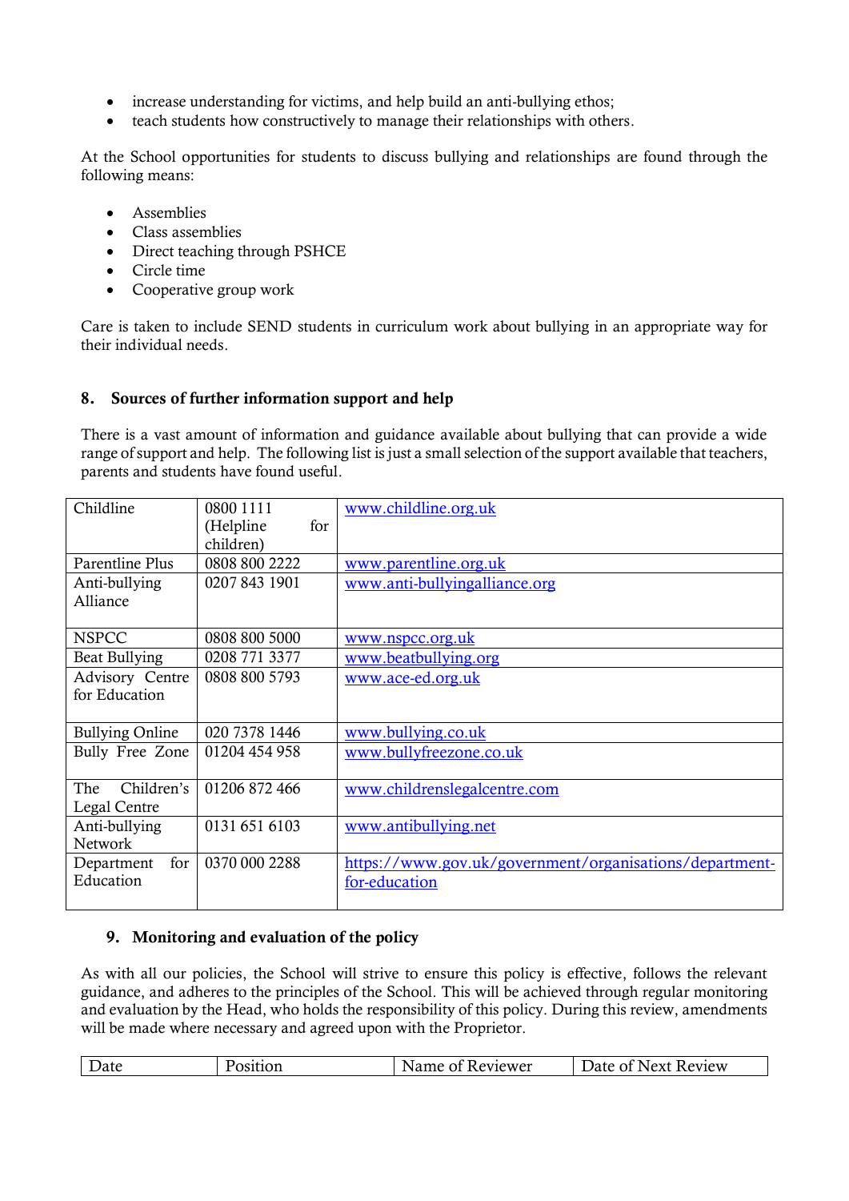- increase understanding for victims, and help build an anti-bullying ethos;
- teach students how constructively to manage their relationships with others.

At the School opportunities for students to discuss bullying and relationships are found through the following means:

- Assemblies
- Class assemblies
- Direct teaching through PSHCE
- Circle time
- Cooperative group work

Care is taken to include SEND students in curriculum work about bullying in an appropriate way for their individual needs.

## 8. Sources of further information support and help

There is a vast amount of information and guidance available about bullying that can provide a wide range of support and help. The following list is just a small selection of the support available that teachers, parents and students have found useful.

| | | |
|---|---|---|
| Childline | 0800 1111 (Helpline for children) | www.childline.org.uk |
| Parentline Plus | 0808 800 2222 | www.parentline.org.uk |
| Anti-bullying Alliance | 0207 843 1901 | www.anti-bullyingalliance.org |
| NSPCC | 0808 800 5000 | www.nspcc.org.uk |
| Beat Bullying | 0208 771 3377 | www.beatbullying.org |
| Advisory Centre for Education | 0808 800 5793 | www.ace-ed.org.uk |
| Bullying Online | 020 7378 1446 | www.bullying.co.uk |
| Bully Free Zone | 01204 454 958 | www.bullyfreezone.co.uk |
| The Children's Legal Centre | 01206 872 466 | www.childrenslegalcentre.com |
| Anti-bullying Network | 0131 651 6103 | www.antibullying.net |
| Department for Education | 0370 000 2288 | https://www.gov.uk/government/organisations/department-for-education |

## 9. Monitoring and evaluation of the policy

As with all our policies, the School will strive to ensure this policy is effective, follows the relevant guidance, and adheres to the principles of the School. This will be achieved through regular monitoring and evaluation by the Head, who holds the responsibility of this policy. During this review, amendments will be made where necessary and agreed upon with the Proprietor.

| Date | Position | Name of Reviewer | Date of Next Review |
|---|---|---|---|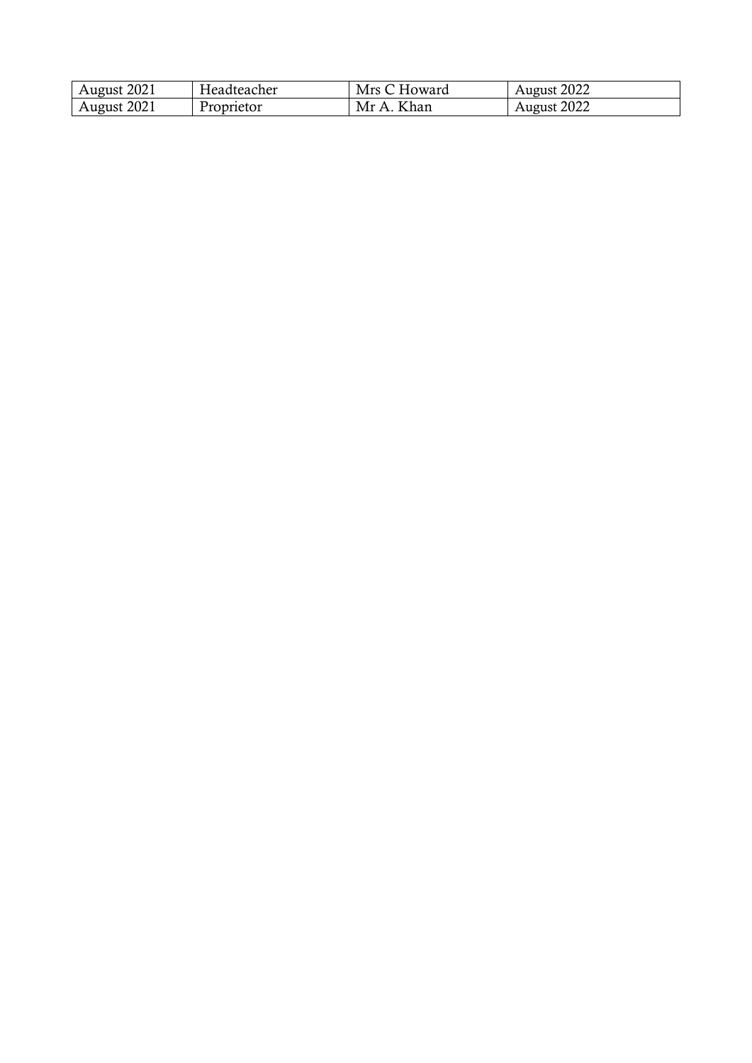| | | | |
|---|---|---|---|
| August 2021 | Headteacher | Mrs C Howard | August 2022 |
| August 2021 | Proprietor | Mr A. Khan | August 2022 |